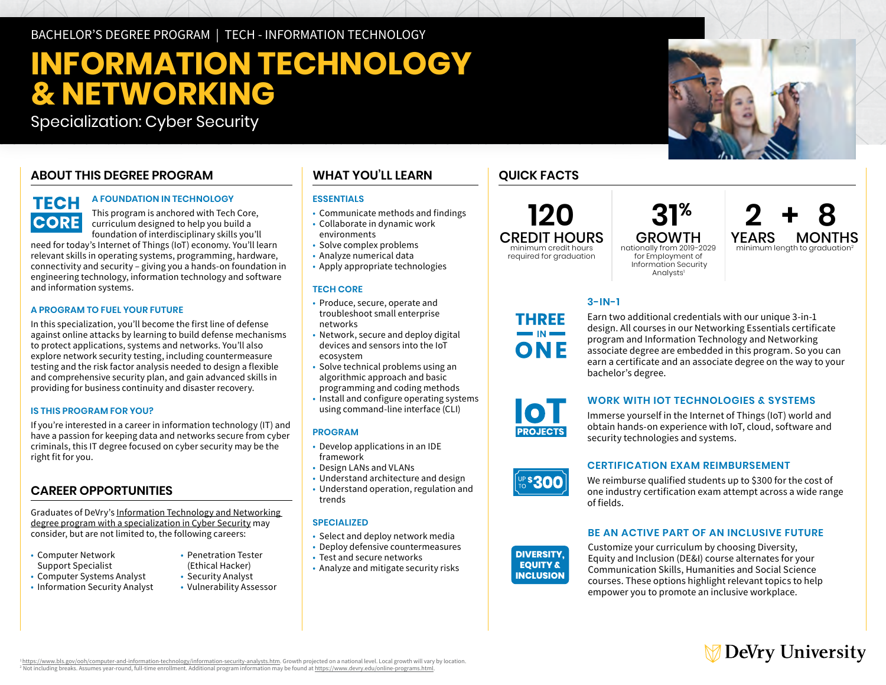BACHELOR'S DEGREE PROGRAM | TECH - INFORMATION TECHNOLOGY

# INFORMATION TECHNOLOGY & NETWORKING

Specialization: Cyber Security

## ABOUT THIS DEGREE PROGRAM

TECH CORE

### A FOUNDATION IN TECHNOLOGY

This program is anchored with Tech Core, curriculum designed to help you build a foundation of interdisciplinary skills you'll need for today's Internet of Things (IoT) economy. You'll learn relevant skills in operating systems, programming, hardware, connectivity and security – giving you a hands-on foundation in engineering technology, information technology and software and information systems.

### A PROGRAM TO FUEL YOUR FUTURE

In this specialization, you'll become the first line of defense against online attacks by learning to build defense mechanisms to protect applications, systems and networks. You'll also explore network security testing, including countermeasure testing and the risk factor analysis needed to design a flexible and comprehensive security plan, and gain advanced skills in providing for business continuity and disaster recovery.

### IS THIS PROGRAM FOR YOU?

If you're interested in a career in information technology (IT) and have a passion for keeping data and networks secure from cyber criminals, this IT degree focused on cyber security may be the right fit for you.

## CAREER OPPORTUNITIES

Graduates of DeVry's Information Technology and Networking degree program with a specialization in Cyber Security may consider, but are not limited to, the following careers:

- Computer Network Support Specialist
- Computer Systems Analyst
- Information Security Analyst
- Penetration Tester (Ethical Hacker)
- Security Analyst
- Vulnerability Assessor

## WHAT YOU'LL LEARN

### ESSENTIALS

- Communicate methods and findings
- Collaborate in dynamic work environments
- Solve complex problems
- Analyze numerical data
- Apply appropriate technologies

### TECH CORE

- Produce, secure, operate and troubleshoot small enterprise networks
- Network, secure and deploy digital devices and sensors into the IoT ecosystem
- Solve technical problems using an algorithmic approach and basic programming and coding methods
- Install and configure operating systems using command-line interface (CLI)

### PROGRAM

- Develop applications in an IDE framework
- Design LANs and VLANs
- Understand architecture and design
- Understand operation, regulation and trends

### SPECIALIZED

- Select and deploy network media
- Deploy defensive countermeasures
- Test and secure networks
- Analyze and mitigate security risks

## QUICK FACTS

**120 CREDIT HOURS** minimum credit hours required for graduation

**31% GROWTH** nationally from 2019-2029 for Employment of Information Security Analysts[1]

**2 YEARS + 8 MONTHS** minimum length to graduation[2]

THREE IN ONE

### 3-IN-1

Earn two additional credentials with our unique 3-in-1 design. All courses in our Networking Essentials certificate program and Information Technology and Networking associate degree are embedded in this program. So you can earn a certificate and an associate degree on the way to your bachelor's degree.

IoT PROJECTS

### WORK WITH IOT TECHNOLOGIES & SYSTEMS

Immerse yourself in the Internet of Things (IoT) world and obtain hands-on experience with IoT, cloud, software and security technologies and systems.

UP TO $300

### CERTIFICATION EXAM REIMBURSEMENT

We reimburse qualified students up to $300 for the cost of one industry certification exam attempt across a wide range of fields.

DIVERSITY, EQUITY & INCLUSION

### BE AN ACTIVE PART OF AN INCLUSIVE FUTURE

Customize your curriculum by choosing Diversity, Equity and Inclusion (DE&I) course alternates for your Communication Skills, Humanities and Social Science courses. These options highlight relevant topics to help empower you to promote an inclusive workplace.

[1] https://www.bls.gov/ooh/computer-and-information-technology/information-security-analysts.htm. Growth projected on a national level. Local growth will vary by location.
[2] Not including breaks. Assumes year-round, full-time enrollment. Additional program information may be found at https://www.devry.edu/online-programs.html.

DeVry University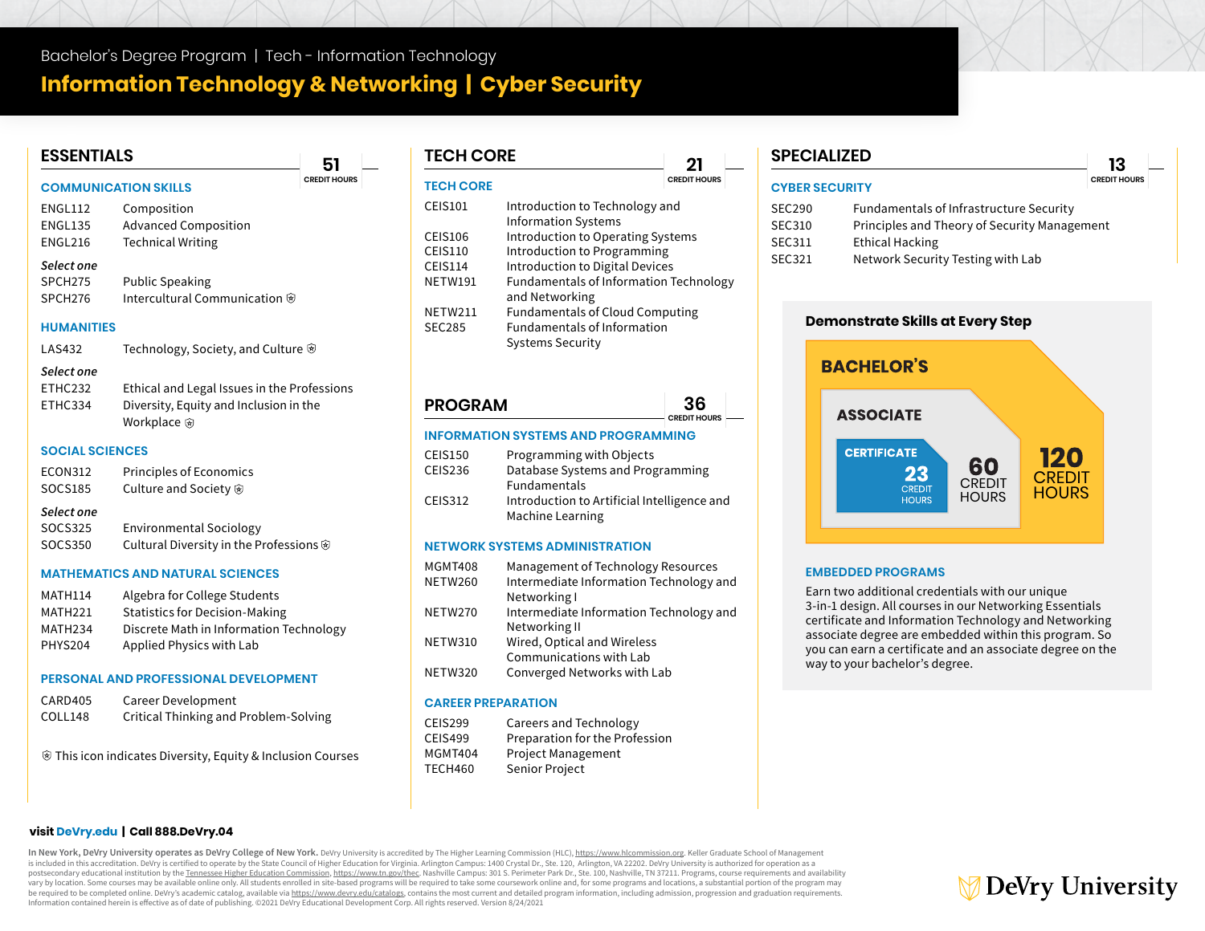Bachelor's Degree Program | Tech - Information Technology

# Information Technology & Networking | Cyber Security

## ESSENTIALS

**51** CREDIT HOURS

### COMMUNICATION SKILLS

| | |
|---|---|
| ENGL112 | Composition |
| ENGL135 | Advanced Composition |
| ENGL216 | Technical Writing |

*Select one*

| | |
|---|---|
| SPCH275 | Public Speaking |
| SPCH276 | Intercultural Communication ⛉ |

### HUMANITIES

| | |
|---|---|
| LAS432 | Technology, Society, and Culture ⛉ |

*Select one*

| | |
|---|---|
| ETHC232 | Ethical and Legal Issues in the Professions |
| ETHC334 | Diversity, Equity and Inclusion in the Workplace ⛉ |

### SOCIAL SCIENCES

| | |
|---|---|
| ECON312 | Principles of Economics |
| SOCS185 | Culture and Society ⛉ |

*Select one*

| | |
|---|---|
| SOCS325 | Environmental Sociology |
| SOCS350 | Cultural Diversity in the Professions ⛉ |

### MATHEMATICS AND NATURAL SCIENCES

| | |
|---|---|
| MATH114 | Algebra for College Students |
| MATH221 | Statistics for Decision-Making |
| MATH234 | Discrete Math in Information Technology |
| PHYS204 | Applied Physics with Lab |

### PERSONAL AND PROFESSIONAL DEVELOPMENT

| | |
|---|---|
| CARD405 | Career Development |
| COLL148 | Critical Thinking and Problem-Solving |

⛉ This icon indicates Diversity, Equity & Inclusion Courses

## TECH CORE

**21** CREDIT HOURS

### TECH CORE

| | |
|---|---|
| CEIS101 | Introduction to Technology and Information Systems |
| CEIS106 | Introduction to Operating Systems |
| CEIS110 | Introduction to Programming |
| CEIS114 | Introduction to Digital Devices |
| NETW191 | Fundamentals of Information Technology and Networking |
| NETW211 | Fundamentals of Cloud Computing |
| SEC285 | Fundamentals of Information Systems Security |

## PROGRAM

**36** CREDIT HOURS

### INFORMATION SYSTEMS AND PROGRAMMING

| | |
|---|---|
| CEIS150 | Programming with Objects |
| CEIS236 | Database Systems and Programming Fundamentals |
| CEIS312 | Introduction to Artificial Intelligence and Machine Learning |

### NETWORK SYSTEMS ADMINISTRATION

| | |
|---|---|
| MGMT408 | Management of Technology Resources |
| NETW260 | Intermediate Information Technology and Networking I |
| NETW270 | Intermediate Information Technology and Networking II |
| NETW310 | Wired, Optical and Wireless Communications with Lab |
| NETW320 | Converged Networks with Lab |

### CAREER PREPARATION

| | |
|---|---|
| CEIS299 | Careers and Technology |
| CEIS499 | Preparation for the Profession |
| MGMT404 | Project Management |
| TECH460 | Senior Project |

## SPECIALIZED

**13** CREDIT HOURS

### CYBER SECURITY

| | |
|---|---|
| SEC290 | Fundamentals of Infrastructure Security |
| SEC310 | Principles and Theory of Security Management |
| SEC311 | Ethical Hacking |
| SEC321 | Network Security Testing with Lab |

### Demonstrate Skills at Every Step

BACHELOR'S

ASSOCIATE

CERTIFICATE

23 CREDIT HOURS

60 CREDIT HOURS

120 CREDIT HOURS

### EMBEDDED PROGRAMS

Earn two additional credentials with our unique 3-in-1 design. All courses in our Networking Essentials certificate and Information Technology and Networking associate degree are embedded within this program. So you can earn a certificate and an associate degree on the way to your bachelor's degree.

**visit DeVry.edu | Call 888.DeVry.04**

**In New York, DeVry University operates as DeVry College of New York.** DeVry University is accredited by The Higher Learning Commission (HLC), https://www.hlcommission.org. Keller Graduate School of Management is included in this accreditation. DeVry is certified to operate by the State Council of Higher Education for Virginia. Arlington Campus: 1400 Crystal Dr., Ste. 120, Arlington, VA 22202. DeVry University is authorized for operation as a postsecondary educational institution by the Tennessee Higher Education Commission, https://www.tn.gov/thec. Nashville Campus: 301 S. Perimeter Park Dr., Ste. 100, Nashville, TN 37211. Programs, course requirements and availability vary by location. Some courses may be available online only. All students enrolled in site-based programs will be required to take some coursework online and, for some programs and locations, a substantial portion of the program may be required to be completed online. DeVry's academic catalog, available via https://www.devry.edu/catalogs, contains the most current and detailed program information, including admission, progression and graduation requirements. Information contained herein is effective as of date of publishing. ©2021 DeVry Educational Development Corp. All rights reserved. Version 8/24/2021

DeVry University